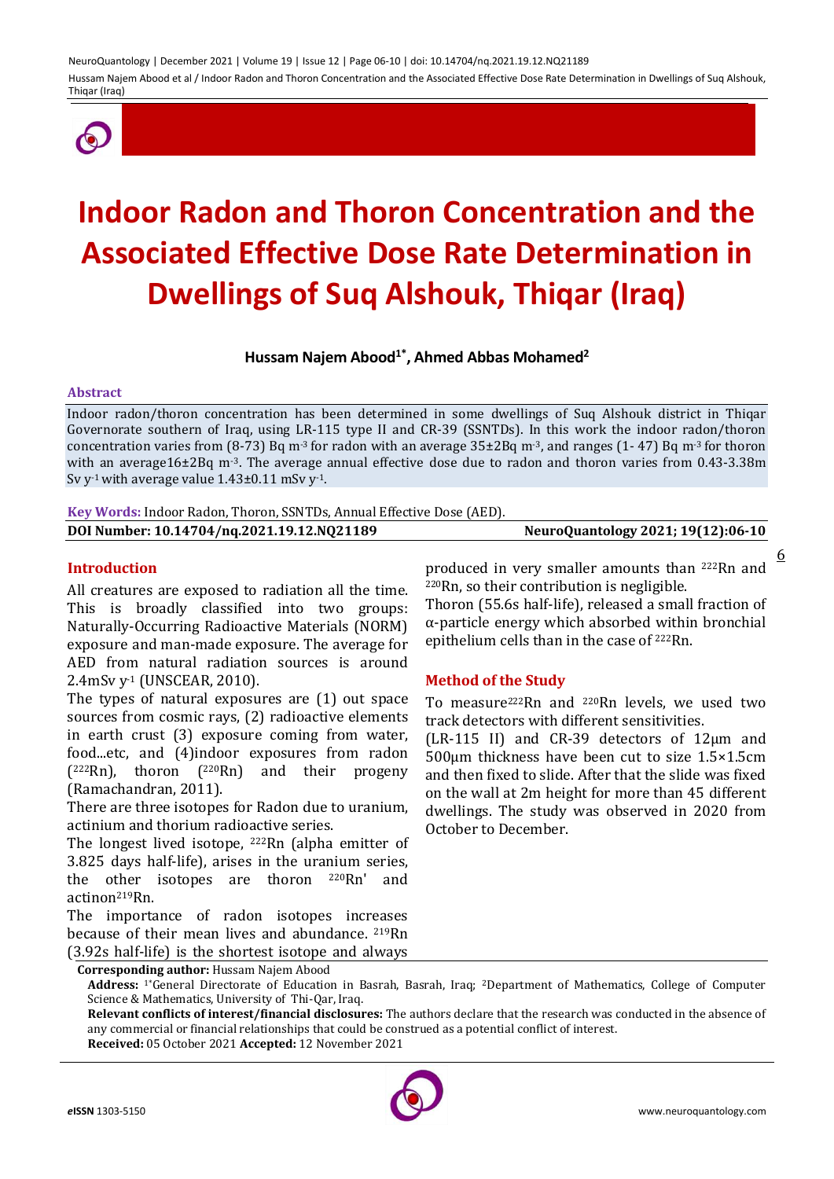# Indoor Radon and Thoron Concentration and the Associated Effective Dose Rate Determination in Dwellings of Suq Alshouk, Thiqar (Iraq)

**Hussam Najem Abood[1*], Ahmed Abbas Mohamed[2]**

### Abstract

Indoor radon/thoron concentration has been determined in some dwellings of Suq Alshouk district in Thiqar Governorate southern of Iraq, using LR-115 type II and CR-39 (SSNTDs). In this work the indoor radon/thoron concentration varies from (8-73) Bq $m^{-3}$ for radon with an average 35±2Bq $m^{-3}$, and ranges (1- 47) Bq $m^{-3}$ for thoron with an average16±2Bq $m^{-3}$. The average annual effective dose due to radon and thoron varies from 0.43-3.38m Sv $y^{-1}$ with average value 1.43±0.11 mSv $y^{-1}$.

**Key Words:** Indoor Radon, Thoron, SSNTDs, Annual Effective Dose (AED).

**DOI Number: 10.14704/nq.2021.19.12.NQ21189**

## Introduction

All creatures are exposed to radiation all the time. This is broadly classified into two groups: Naturally-Occurring Radioactive Materials (NORM) exposure and man-made exposure. The average for AED from natural radiation sources is around 2.4mSv $y^{-1}$ (UNSCEAR, 2010).

The types of natural exposures are (1) out space sources from cosmic rays, (2) radioactive elements in earth crust (3) exposure coming from water, food...etc, and (4)indoor exposures from radon ($^{222}$Rn), thoron ($^{220}$Rn) and their progeny (Ramachandran, 2011).

There are three isotopes for Radon due to uranium, actinium and thorium radioactive series.

The longest lived isotope, $^{222}$Rn (alpha emitter of 3.825 days half-life), arises in the uranium series, the other isotopes are thoron $^{220}$Rn' and actinon$^{219}$Rn.

The importance of radon isotopes increases because of their mean lives and abundance. $^{219}$Rn (3.92s half-life) is the shortest isotope and always produced in very smaller amounts than $^{222}$Rn and $^{220}$Rn, so their contribution is negligible.

Thoron (55.6s half-life), released a small fraction of α-particle energy which absorbed within bronchial epithelium cells than in the case of $^{222}$Rn.

## Method of the Study

To measure$^{222}$Rn and $^{220}$Rn levels, we used two track detectors with different sensitivities.

(LR-115 II) and CR-39 detectors of 12μm and 500μm thickness have been cut to size 1.5×1.5cm and then fixed to slide. After that the slide was fixed on the wall at 2m height for more than 45 different dwellings. The study was observed in 2020 from October to December.

---

**Corresponding author:** Hussam Najem Abood

**Address:** [1*]General Directorate of Education in Basrah, Basrah, Iraq; [2]Department of Mathematics, College of Computer Science & Mathematics, University of Thi-Qar, Iraq.

**Relevant conflicts of interest/financial disclosures:** The authors declare that the research was conducted in the absence of any commercial or financial relationships that could be construed as a potential conflict of interest.

**Received:** 05 October 2021 **Accepted:** 12 November 2021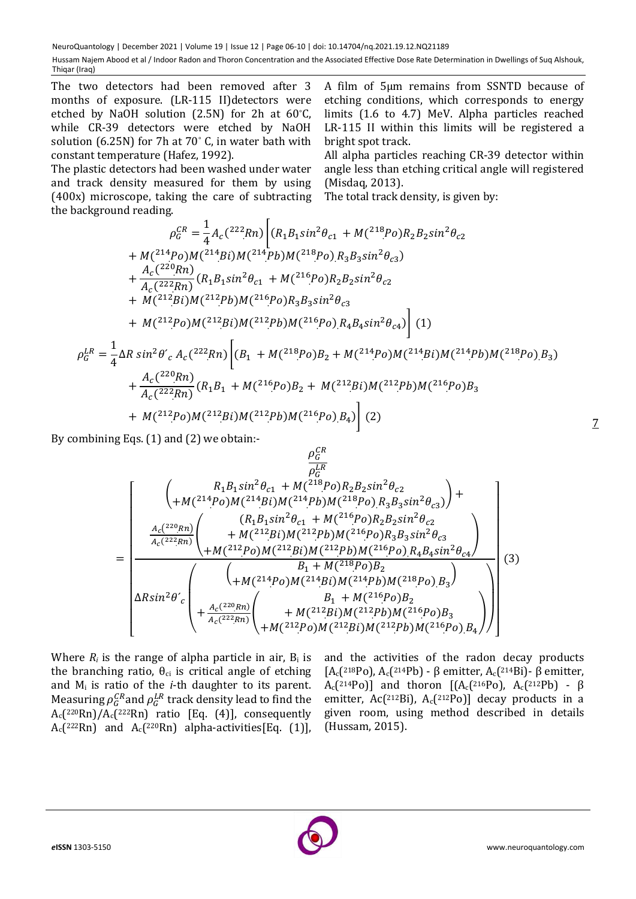The two detectors had been removed after 3 months of exposure. (LR-115 II)detectors were etched by NaOH solution (2.5N) for 2h at 60°C, while CR-39 detectors were etched by NaOH solution (6.25N) for 7h at 70° C, in water bath with constant temperature (Hafez, 1992).

The plastic detectors had been washed under water and track density measured for them by using (400x) microscope, taking the care of subtracting the background reading.

A film of 5μm remains from SSNTD because of etching conditions, which corresponds to energy limits (1.6 to 4.7) MeV. Alpha particles reached LR-115 II within this limits will be registered a bright spot track.

All alpha particles reaching CR-39 detector within angle less than etching critical angle will registered (Misdaq, 2013).

The total track density, is given by:

$$\rho_G^{CR} = \frac{1}{4} A_c(^{222}Rn) \Bigg[ (R_1 B_1 \sin^2\theta_{c1} + M(^{218}Po) R_2 B_2 \sin^2\theta_{c2} + M(^{214}Po) M(^{214}Bi) M(^{214}Pb) M(^{218}Po) R_3 B_3 \sin^2\theta_{c3}) + \frac{A_c(^{220}Rn)}{A_c(^{222}Rn)} (R_1 B_1 \sin^2\theta_{c1} + M(^{216}Po) R_2 B_2 \sin^2\theta_{c2} + M(^{212}Bi) M(^{212}Pb) M(^{216}Po) R_3 B_3 \sin^2\theta_{c3} + M(^{212}Po) M(^{212}Bi) M(^{212}Pb) M(^{216}Po) R_4 B_4 \sin^2\theta_{c4}) \Bigg] \quad (1)$$

$$\rho_G^{LR} = \frac{1}{4} \Delta R \sin^2\theta'_c \, A_c(^{222}Rn) \Bigg[ (B_1 + M(^{218}Po) B_2 + M(^{214}Po) M(^{214}Bi) M(^{214}Pb) M(^{218}Po) B_3) + \frac{A_c(^{220}Rn)}{A_c(^{222}Rn)} (R_1 B_1 + M(^{216}Po) B_2 + M(^{212}Bi) M(^{212}Pb) M(^{216}Po) B_3 + M(^{212}Po) M(^{212}Bi) M(^{212}Pb) M(^{216}Po) B_4) \Bigg] \quad (2)$$

By combining Eqs. (1) and (2) we obtain:-

$$\frac{\rho_G^{CR}}{\rho_G^{LR}} = \left[ \frac{ \begin{pmatrix} R_1 B_1 \sin^2\theta_{c1} + M(^{218}Po) R_2 B_2 \sin^2\theta_{c2} \\ + M(^{214}Po) M(^{214}Bi) M(^{214}Pb) M(^{218}Po) R_3 B_3 \sin^2\theta_{c3}) \end{pmatrix} + \frac{A_c(^{220}Rn)}{A_c(^{222}Rn)} \begin{pmatrix} (R_1 B_1 \sin^2\theta_{c1} + M(^{216}Po) R_2 B_2 \sin^2\theta_{c2} \\ + M(^{212}Bi) M(^{212}Pb) M(^{216}Po) R_3 B_3 \sin^2\theta_{c3} \\ + M(^{212}Po) M(^{212}Bi) M(^{212}Pb) M(^{216}Po) R_4 B_4 \sin^2\theta_{c4} \end{pmatrix} }{ \Delta R \sin^2\theta'_c \begin{pmatrix} \begin{pmatrix} B_1 + M(^{218}Po) B_2 \\ + M(^{214}Po) M(^{214}Bi) M(^{214}Pb) M(^{218}Po) B_3 \end{pmatrix} \\ + \frac{A_c(^{220}Rn)}{A_c(^{222}Rn)} \begin{pmatrix} B_1 + M(^{216}Po) B_2 \\ + M(^{212}Bi) M(^{212}Pb) M(^{216}Po) B_3 \\ + M(^{212}Po) M(^{212}Bi) M(^{212}Pb) M(^{216}Po) B_4 \end{pmatrix} \end{pmatrix} } \right] \quad (3)$$

Where $R_i$ is the range of alpha particle in air, $B_i$ is the branching ratio, $\theta_{ci}$ is critical angle of etching and $M_i$ is ratio of the *i*-th daughter to its parent. Measuring $\rho_G^{CR}$ and $\rho_G^{LR}$ track density lead to find the $A_c(^{220}Rn)/A_c(^{222}Rn)$ ratio [Eq. (4)], consequently $A_c(^{222}Rn)$ and $A_c(^{220}Rn)$ alpha-activities[Eq. (1)], and the activities of the radon decay products [$A_c(^{218}Po)$, $A_c(^{214}Pb)$ - β emitter, $A_c(^{214}Bi)$- β emitter, $A_c(^{214}Po)$] and thoron [($A_c(^{216}Po)$, $A_c(^{212}Pb)$ - β emitter, $Ac(^{212}Bi)$, $A_c(^{212}Po)$] decay products in a given room, using method described in details (Hussam, 2015).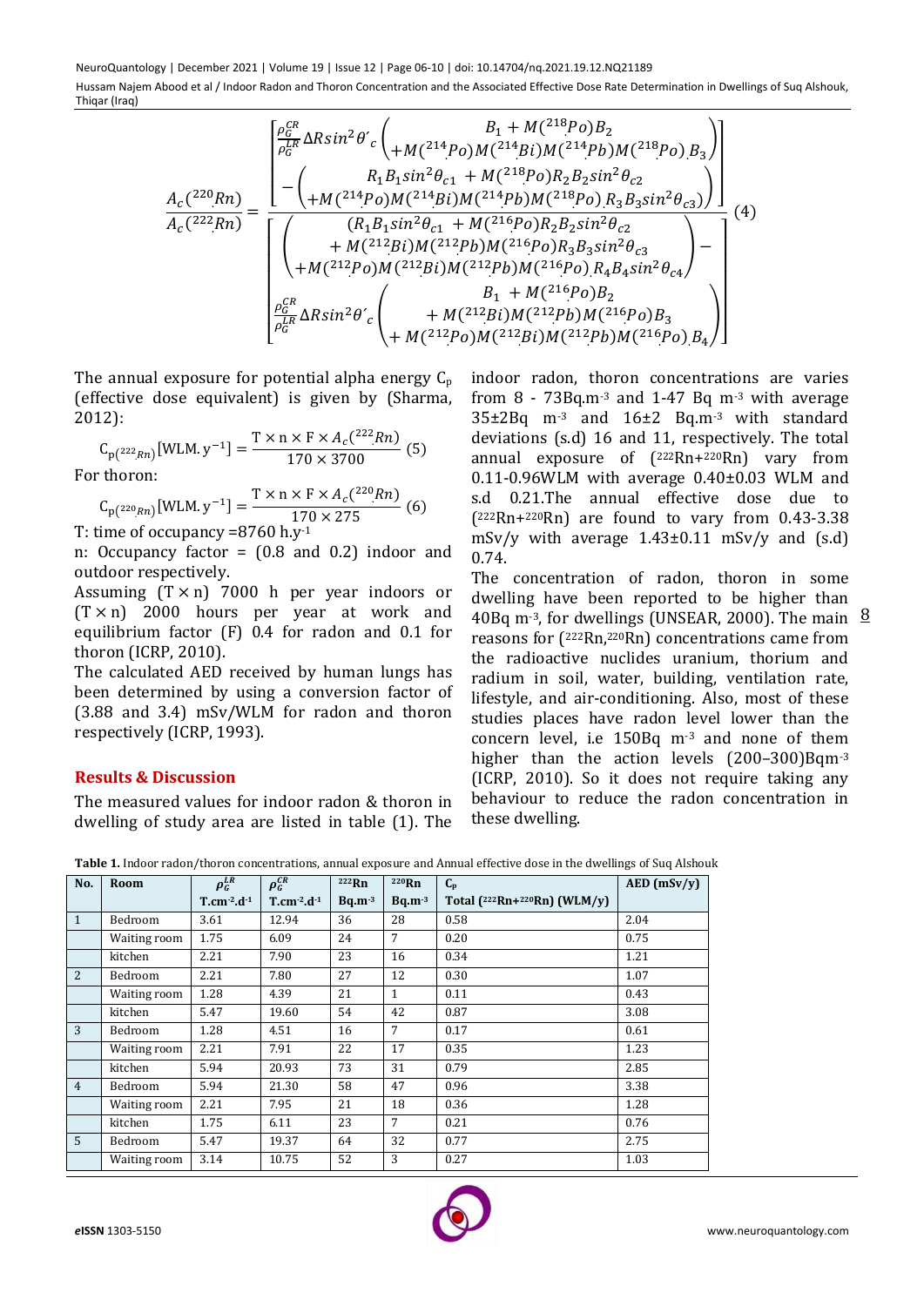$$\frac{A_c(^{220}Rn)}{A_c(^{222}Rn)} = \frac{\left[\frac{\rho_G^{CR}}{\rho_G^{LR}} \Delta R \sin^2\theta'_c \begin{pmatrix} B_1 + M(^{218}Po)B_2 \\ +M(^{214}Po)M(^{214}Bi)M(^{214}Pb)M(^{218}Po).B_3 \end{pmatrix} - \begin{pmatrix} R_1B_1\sin^2\theta_{c1} + M(^{218}Po)R_2B_2\sin^2\theta_{c2} \\ +M(^{214}Po)M(^{214}Bi)M(^{214}Pb)M(^{218}Po).R_3B_3\sin^2\theta_{c3} \end{pmatrix}\right]}{\left[\begin{pmatrix} (R_1B_1\sin^2\theta_{c1} + M(^{216}Po)R_2B_2\sin^2\theta_{c2} \\ + M(^{212}Bi)M(^{212}Pb)M(^{216}Po)R_3B_3\sin^2\theta_{c3} \\ +M(^{212}Po)M(^{212}Bi)M(^{212}Pb)M(^{216}Po).R_4B_4\sin^2\theta_{c4} \end{pmatrix} - \frac{\rho_G^{CR}}{\rho_G^{LR}} \Delta R \sin^2\theta'_c \begin{pmatrix} B_1 + M(^{216}Po)B_2 \\ + M(^{212}Bi)M(^{212}Pb)M(^{216}Po)B_3 \\ + M(^{212}Po)M(^{212}Bi)M(^{212}Pb)M(^{216}Po).B_4 \end{pmatrix}\right]} \quad (4)$$

The annual exposure for potential alpha energy $C_p$ (effective dose equivalent) is given by (Sharma, 2012):

$$C_{p(^{222}Rn)}[\text{WLM.y}^{-1}] = \frac{T \times n \times F \times A_c(^{222}Rn)}{170 \times 3700} \quad (5)$$

For thoron:

$$C_{p(^{220}Rn)}[\text{WLM.y}^{-1}] = \frac{T \times n \times F \times A_c(^{220}Rn)}{170 \times 275} \quad (6)$$

T: time of occupancy =8760 h.y$^{-1}$

n: Occupancy factor = (0.8 and 0.2) indoor and outdoor respectively.

Assuming $(T \times n)$ 7000 h per year indoors or $(T \times n)$ 2000 hours per year at work and equilibrium factor (F) 0.4 for radon and 0.1 for thoron (ICRP, 2010).

The calculated AED received by human lungs has been determined by using a conversion factor of (3.88 and 3.4) mSv/WLM for radon and thoron respectively (ICRP, 1993).

## Results & Discussion

The measured values for indoor radon & thoron in dwelling of study area are listed in table (1). The indoor radon, thoron concentrations are varies from 8 - 73Bq.m$^{-3}$ and 1-47 Bq m$^{-3}$ with average 35±2Bq m$^{-3}$ and 16±2 Bq.m$^{-3}$ with standard deviations (s.d) 16 and 11, respectively. The total annual exposure of ($^{222}$Rn+$^{220}$Rn) vary from 0.11-0.96WLM with average 0.40±0.03 WLM and s.d 0.21.The annual effective dose due to ($^{222}$Rn+$^{220}$Rn) are found to vary from 0.43-3.38 mSv/y with average 1.43±0.11 mSv/y and (s.d) 0.74.

The concentration of radon, thoron in some dwelling have been reported to be higher than 40Bq m$^{-3}$, for dwellings (UNSEAR, 2000). The main reasons for ($^{222}$Rn,$^{220}$Rn) concentrations came from the radioactive nuclides uranium, thorium and radium in soil, water, building, ventilation rate, lifestyle, and air-conditioning. Also, most of these studies places have radon level lower than the concern level, i.e 150Bq m$^{-3}$ and none of them higher than the action levels (200–300)Bqm$^{-3}$ (ICRP, 2010). So it does not require taking any behaviour to reduce the radon concentration in these dwelling.

**Table 1.** Indoor radon/thoron concentrations, annual exposure and Annual effective dose in the dwellings of Suq Alshouk

| No. | Room | $\rho_G^{LR}$ | $\rho_G^{CR}$ | $^{222}$Rn | $^{220}$Rn | $C_p$ | AED (mSv/y) |
|---|---|---|---|---|---|---|---|
| | | T.cm$^{-2}$.d$^{-1}$ | T.cm$^{-2}$.d$^{-1}$ | Bq.m$^{-3}$ | Bq.m$^{-3}$ | Total ($^{222}$Rn+$^{220}$Rn) (WLM/y) | |
| 1 | Bedroom | 3.61 | 12.94 | 36 | 28 | 0.58 | 2.04 |
| | Waiting room | 1.75 | 6.09 | 24 | 7 | 0.20 | 0.75 |
| | kitchen | 2.21 | 7.90 | 23 | 16 | 0.34 | 1.21 |
| 2 | Bedroom | 2.21 | 7.80 | 27 | 12 | 0.30 | 1.07 |
| | Waiting room | 1.28 | 4.39 | 21 | 1 | 0.11 | 0.43 |
| | kitchen | 5.47 | 19.60 | 54 | 42 | 0.87 | 3.08 |
| 3 | Bedroom | 1.28 | 4.51 | 16 | 7 | 0.17 | 0.61 |
| | Waiting room | 2.21 | 7.91 | 22 | 17 | 0.35 | 1.23 |
| | kitchen | 5.94 | 20.93 | 73 | 31 | 0.79 | 2.85 |
| 4 | Bedroom | 5.94 | 21.30 | 58 | 47 | 0.96 | 3.38 |
| | Waiting room | 2.21 | 7.95 | 21 | 18 | 0.36 | 1.28 |
| | kitchen | 1.75 | 6.11 | 23 | 7 | 0.21 | 0.76 |
| 5 | Bedroom | 5.47 | 19.37 | 64 | 32 | 0.77 | 2.75 |
| | Waiting room | 3.14 | 10.75 | 52 | 3 | 0.27 | 1.03 |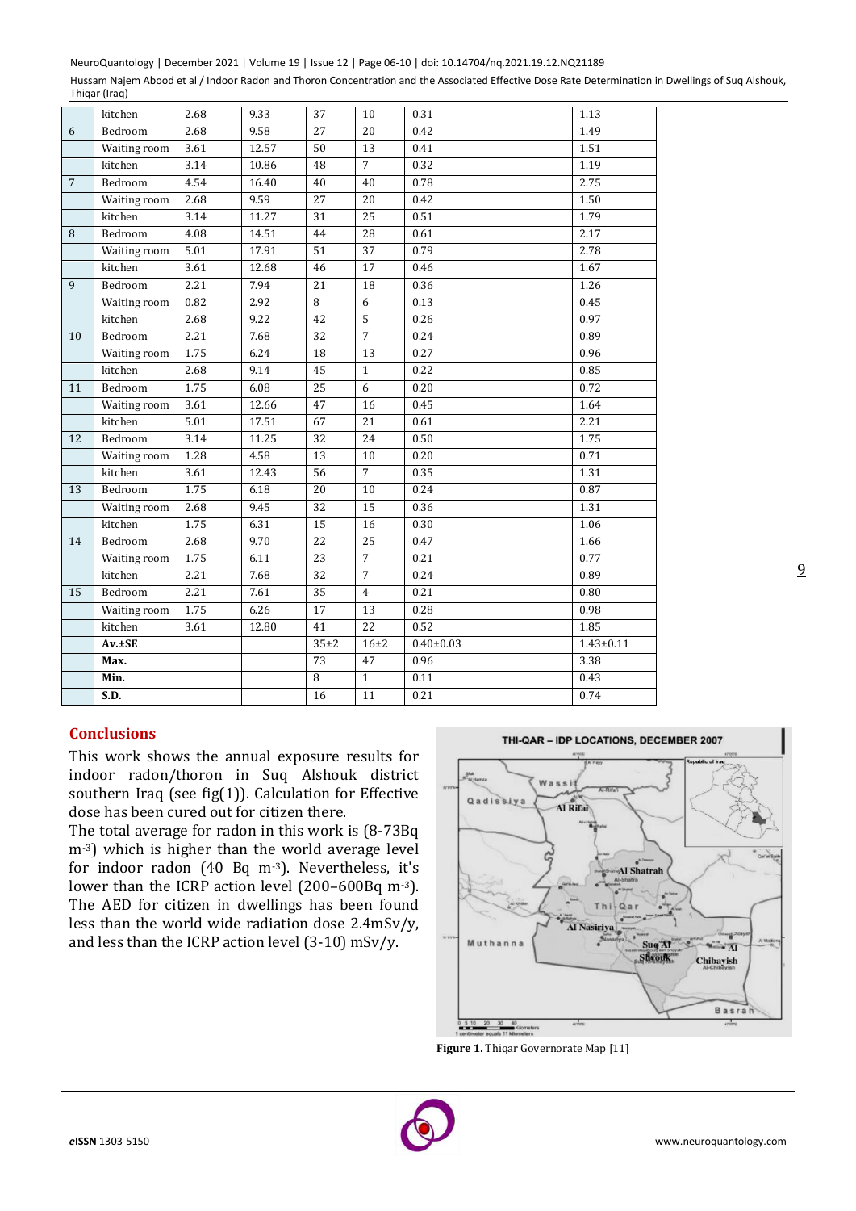|  | kitchen | 2.68 | 9.33 | 37 | 10 | 0.31 | 1.13 |
|---|---|---|---|---|---|---|---|
| 6 | Bedroom | 2.68 | 9.58 | 27 | 20 | 0.42 | 1.49 |
|  | Waiting room | 3.61 | 12.57 | 50 | 13 | 0.41 | 1.51 |
|  | kitchen | 3.14 | 10.86 | 48 | 7 | 0.32 | 1.19 |
| 7 | Bedroom | 4.54 | 16.40 | 40 | 40 | 0.78 | 2.75 |
|  | Waiting room | 2.68 | 9.59 | 27 | 20 | 0.42 | 1.50 |
|  | kitchen | 3.14 | 11.27 | 31 | 25 | 0.51 | 1.79 |
| 8 | Bedroom | 4.08 | 14.51 | 44 | 28 | 0.61 | 2.17 |
|  | Waiting room | 5.01 | 17.91 | 51 | 37 | 0.79 | 2.78 |
|  | kitchen | 3.61 | 12.68 | 46 | 17 | 0.46 | 1.67 |
| 9 | Bedroom | 2.21 | 7.94 | 21 | 18 | 0.36 | 1.26 |
|  | Waiting room | 0.82 | 2.92 | 8 | 6 | 0.13 | 0.45 |
|  | kitchen | 2.68 | 9.22 | 42 | 5 | 0.26 | 0.97 |
| 10 | Bedroom | 2.21 | 7.68 | 32 | 7 | 0.24 | 0.89 |
|  | Waiting room | 1.75 | 6.24 | 18 | 13 | 0.27 | 0.96 |
|  | kitchen | 2.68 | 9.14 | 45 | 1 | 0.22 | 0.85 |
| 11 | Bedroom | 1.75 | 6.08 | 25 | 6 | 0.20 | 0.72 |
|  | Waiting room | 3.61 | 12.66 | 47 | 16 | 0.45 | 1.64 |
|  | kitchen | 5.01 | 17.51 | 67 | 21 | 0.61 | 2.21 |
| 12 | Bedroom | 3.14 | 11.25 | 32 | 24 | 0.50 | 1.75 |
|  | Waiting room | 1.28 | 4.58 | 13 | 10 | 0.20 | 0.71 |
|  | kitchen | 3.61 | 12.43 | 56 | 7 | 0.35 | 1.31 |
| 13 | Bedroom | 1.75 | 6.18 | 20 | 10 | 0.24 | 0.87 |
|  | Waiting room | 2.68 | 9.45 | 32 | 15 | 0.36 | 1.31 |
|  | kitchen | 1.75 | 6.31 | 15 | 16 | 0.30 | 1.06 |
| 14 | Bedroom | 2.68 | 9.70 | 22 | 25 | 0.47 | 1.66 |
|  | Waiting room | 1.75 | 6.11 | 23 | 7 | 0.21 | 0.77 |
|  | kitchen | 2.21 | 7.68 | 32 | 7 | 0.24 | 0.89 |
| 15 | Bedroom | 2.21 | 7.61 | 35 | 4 | 0.21 | 0.80 |
|  | Waiting room | 1.75 | 6.26 | 17 | 13 | 0.28 | 0.98 |
|  | kitchen | 3.61 | 12.80 | 41 | 22 | 0.52 | 1.85 |
|  | **Av.±SE** |  |  | 35±2 | 16±2 | 0.40±0.03 | 1.43±0.11 |
|  | **Max.** |  |  | 73 | 47 | 0.96 | 3.38 |
|  | **Min.** |  |  | 8 | 1 | 0.11 | 0.43 |
|  | **S.D.** |  |  | 16 | 11 | 0.21 | 0.74 |

## Conclusions

This work shows the annual exposure results for indoor radon/thoron in Suq Alshouk district southern Iraq (see fig(1)). Calculation for Effective dose has been cured out for citizen there.

The total average for radon in this work is (8-73Bq m$^{-3}$) which is higher than the world average level for indoor radon (40 Bq m$^{-3}$). Nevertheless, it's lower than the ICRP action level (200–600Bq m$^{-3}$). The AED for citizen in dwellings has been found less than the world wide radiation dose 2.4mSv/y, and less than the ICRP action level (3-10) mSv/y.

**Figure 1.** Thiqar Governorate Map [11]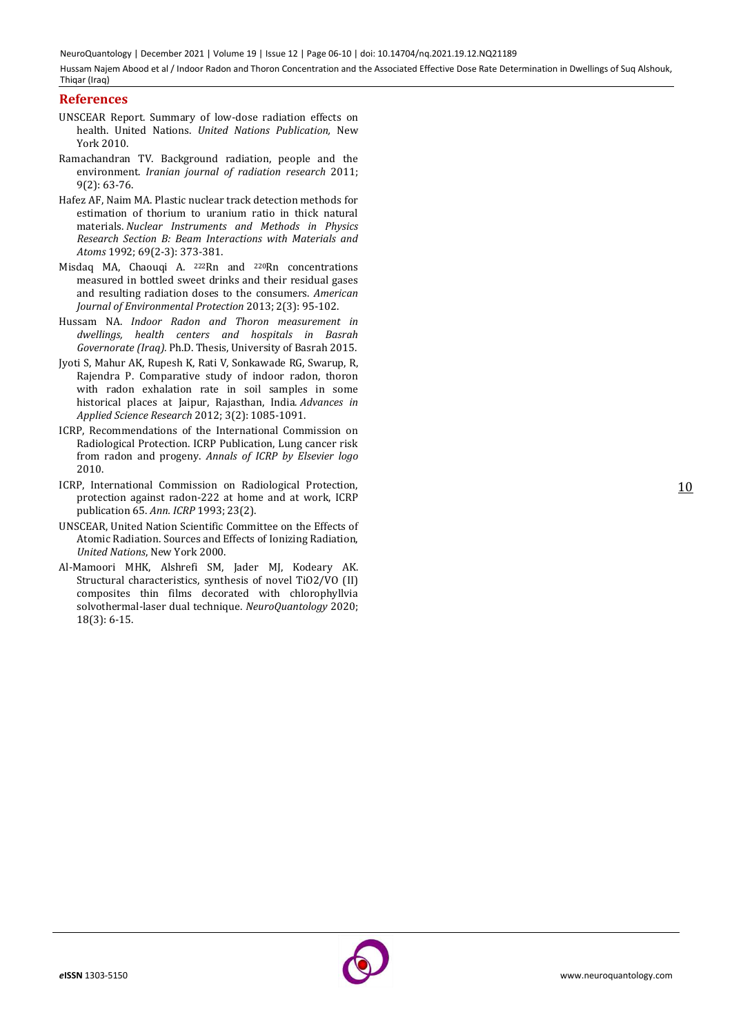## References

UNSCEAR Report. Summary of low-dose radiation effects on health. United Nations. *United Nations Publication,* New York 2010.

Ramachandran TV. Background radiation, people and the environment. *Iranian journal of radiation research* 2011; 9(2): 63-76.

Hafez AF, Naim MA. Plastic nuclear track detection methods for estimation of thorium to uranium ratio in thick natural materials. *Nuclear Instruments and Methods in Physics Research Section B: Beam Interactions with Materials and Atoms* 1992; 69(2-3): 373-381.

Misdaq MA, Chaouqi A. $^{222}$Rn and $^{220}$Rn concentrations measured in bottled sweet drinks and their residual gases and resulting radiation doses to the consumers. *American Journal of Environmental Protection* 2013; 2(3): 95-102.

Hussam NA. *Indoor Radon and Thoron measurement in dwellings, health centers and hospitals in Basrah Governorate (Iraq).* Ph.D. Thesis, University of Basrah 2015.

Jyoti S, Mahur AK, Rupesh K, Rati V, Sonkawade RG, Swarup, R, Rajendra P. Comparative study of indoor radon, thoron with radon exhalation rate in soil samples in some historical places at Jaipur, Rajasthan, India. *Advances in Applied Science Research* 2012; 3(2): 1085-1091.

ICRP, Recommendations of the International Commission on Radiological Protection. ICRP Publication, Lung cancer risk from radon and progeny. *Annals of ICRP by Elsevier logo* 2010.

ICRP, International Commission on Radiological Protection, protection against radon-222 at home and at work, ICRP publication 65. *Ann. ICRP* 1993; 23(2).

UNSCEAR, United Nation Scientific Committee on the Effects of Atomic Radiation. Sources and Effects of Ionizing Radiation, *United Nations*, New York 2000.

Al-Mamoori MHK, Alshrefi SM, Jader MJ, Kodeary AK. Structural characteristics, synthesis of novel TiO2/VO (II) composites thin films decorated with chlorophyllvia solvothermal-laser dual technique. *NeuroQuantology* 2020; 18(3): 6-15.